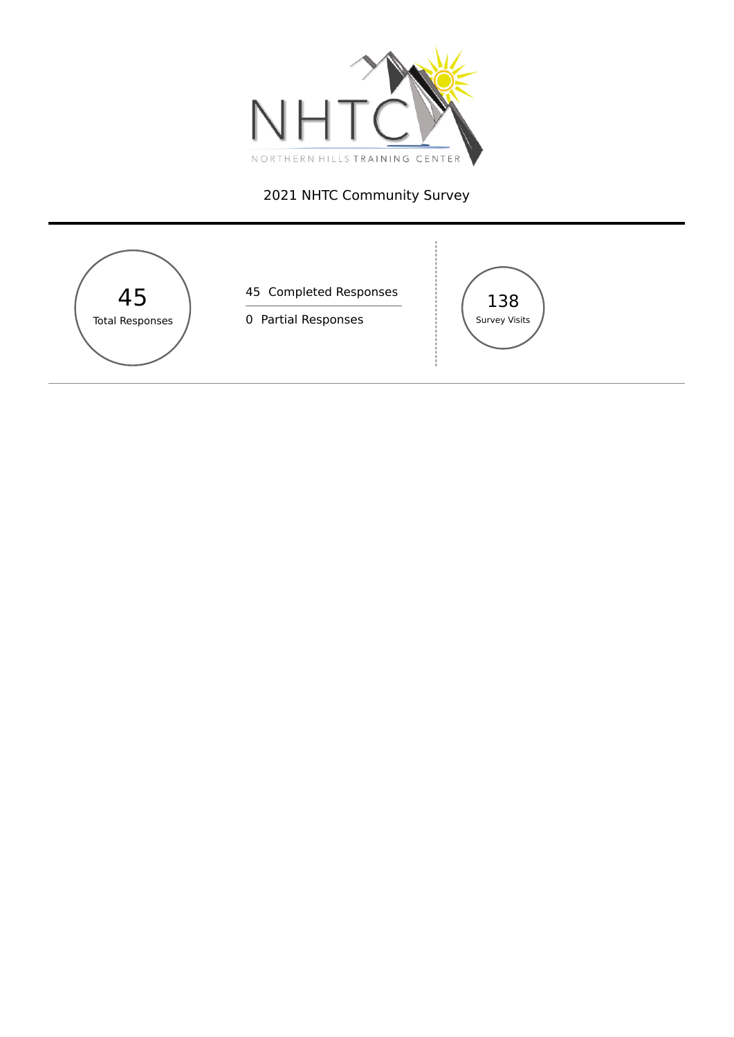NHTC

NORTHERN HILLS TRAINING CENTER

# 2021 NHTC Community Survey

**45**
Total Responses

45 Completed Responses

0 Partial Responses

**138**
Survey Visits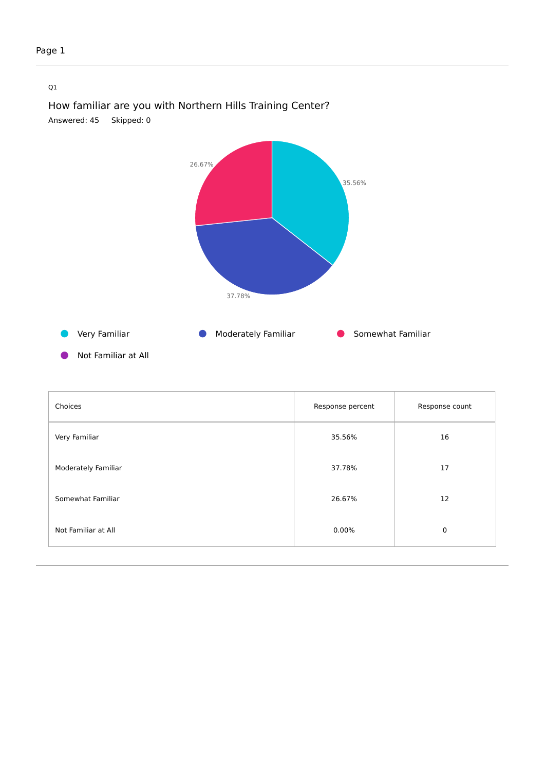Page 1

Q1

## How familiar are you with Northern Hills Training Center?

Answered: 45 Skipped: 0

| Choices | Response percent | Response count |
| --- | --- | --- |
| Very Familiar | 35.56% | 16 |
| Moderately Familiar | 37.78% | 17 |
| Somewhat Familiar | 26.67% | 12 |
| Not Familiar at All | 0.00% | 0 |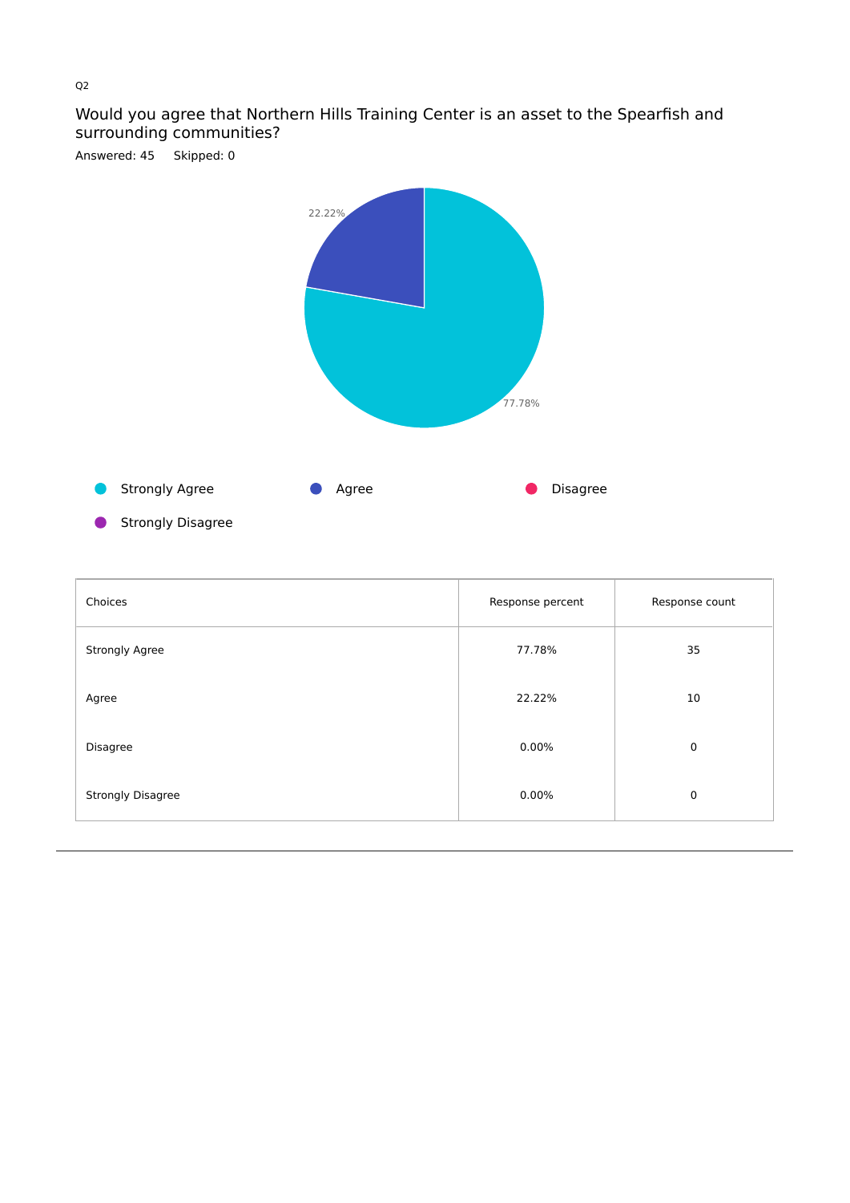Q2

## Would you agree that Northern Hills Training Center is an asset to the Spearfish and surrounding communities?

Answered: 45 Skipped: 0

22.22%

77.78%

Strongly Agree Agree Disagree

Strongly Disagree

| Choices | Response percent | Response count |
| --- | --- | --- |
| Strongly Agree | 77.78% | 35 |
| Agree | 22.22% | 10 |
| Disagree | 0.00% | 0 |
| Strongly Disagree | 0.00% | 0 |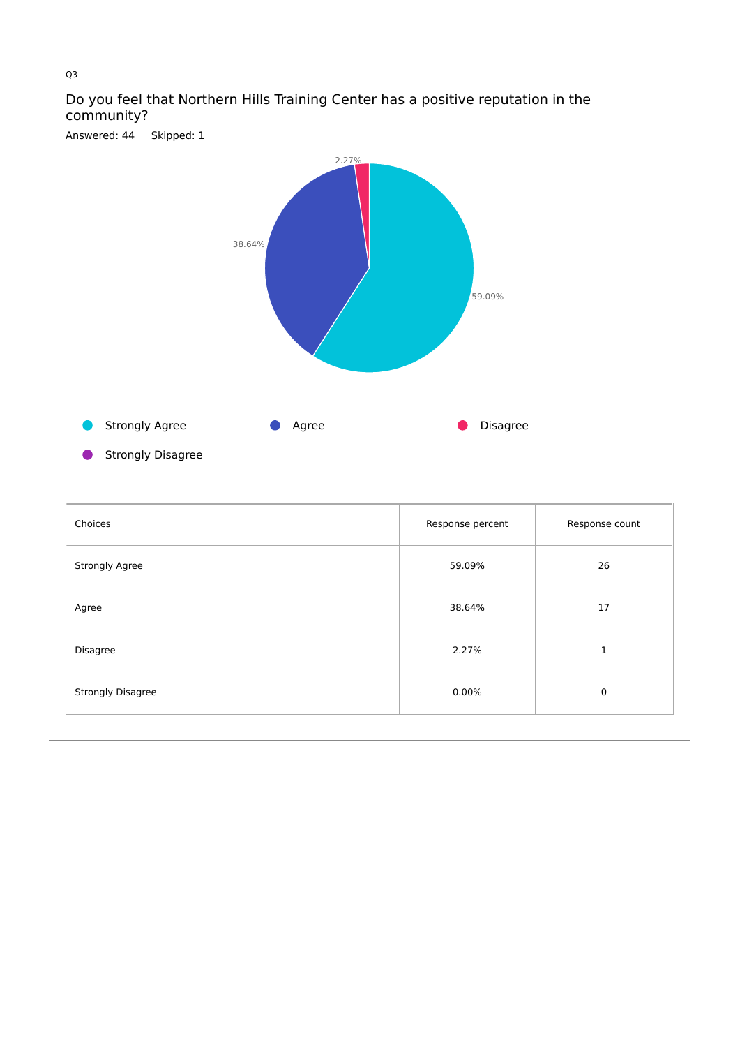Q3

## Do you feel that Northern Hills Training Center has a positive reputation in the community?

Answered: 44 Skipped: 1

| Choices | Response percent | Response count |
|---|---|---|
| Strongly Agree | 59.09% | 26 |
| Agree | 38.64% | 17 |
| Disagree | 2.27% | 1 |
| Strongly Disagree | 0.00% | 0 |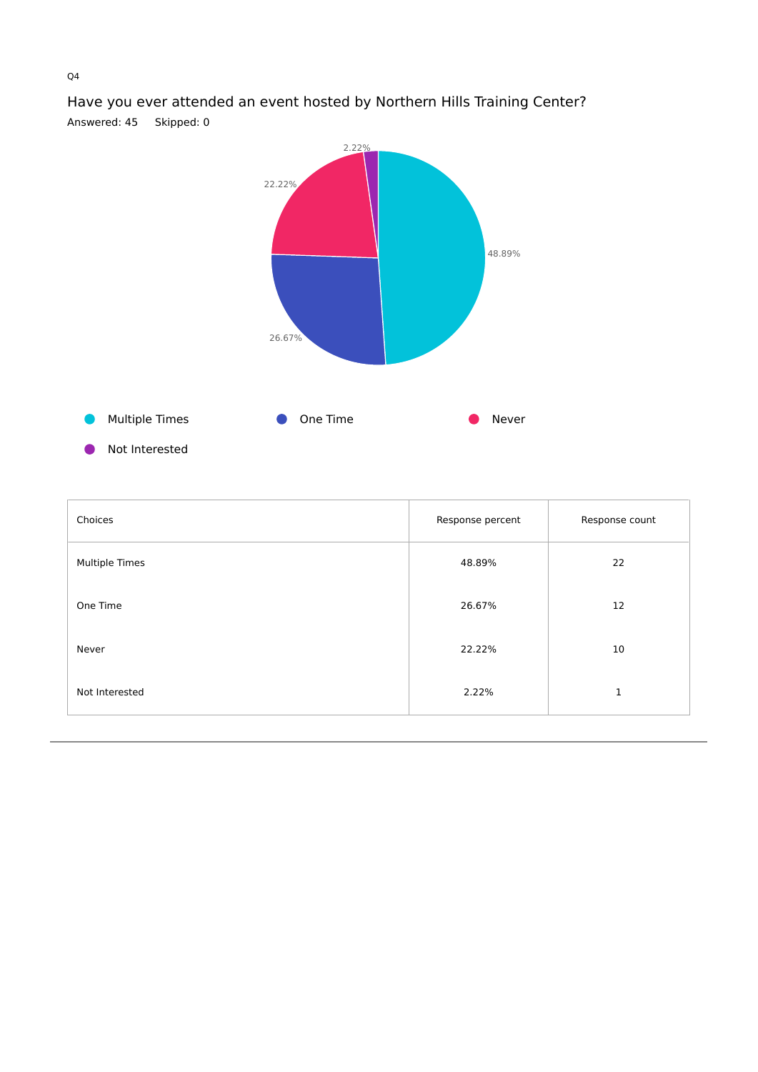Q4

## Have you ever attended an event hosted by Northern Hills Training Center?

Answered: 45    Skipped: 0

| Choices | Response percent | Response count |
|---|---|---|
| Multiple Times | 48.89% | 22 |
| One Time | 26.67% | 12 |
| Never | 22.22% | 10 |
| Not Interested | 2.22% | 1 |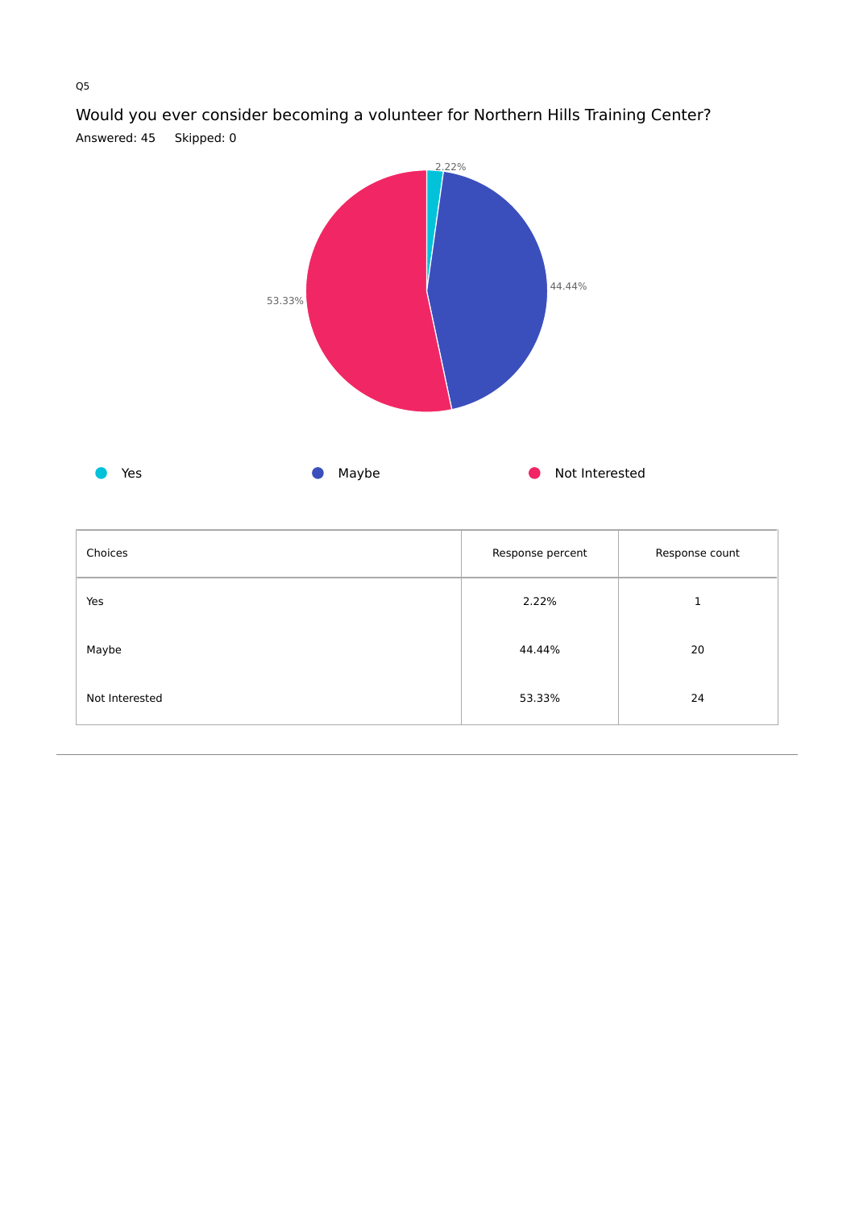Q5

## Would you ever consider becoming a volunteer for Northern Hills Training Center?

Answered: 45    Skipped: 0

| Choices | Response percent | Response count |
|---|---|---|
| Yes | 2.22% | 1 |
| Maybe | 44.44% | 20 |
| Not Interested | 53.33% | 24 |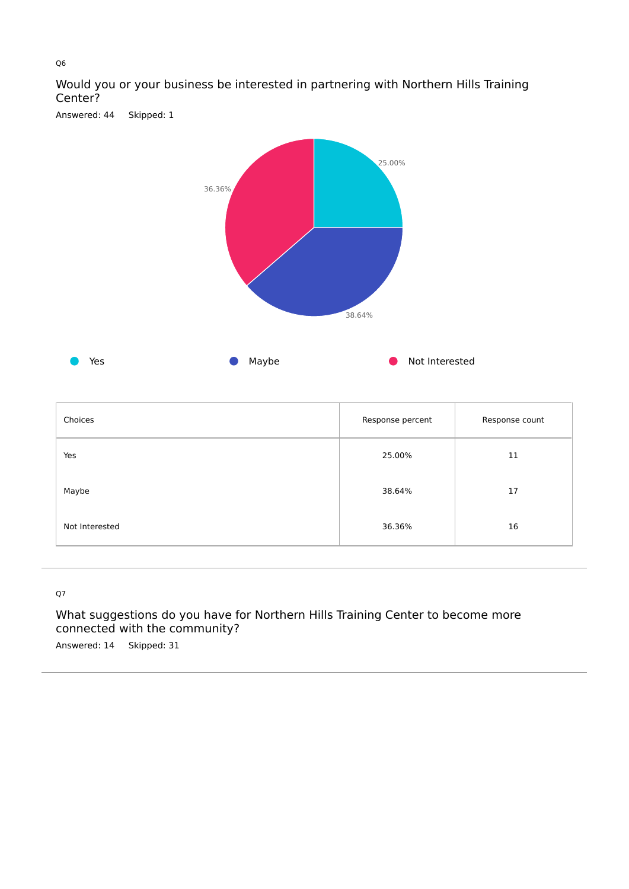Q6

## Would you or your business be interested in partnering with Northern Hills Training Center?

Answered: 44 Skipped: 1

25.00%

36.36%

38.64%

Yes

Maybe

Not Interested

| Choices | Response percent | Response count |
|---|---|---|
| Yes | 25.00% | 11 |
| Maybe | 38.64% | 17 |
| Not Interested | 36.36% | 16 |

Q7

## What suggestions do you have for Northern Hills Training Center to become more connected with the community?

Answered: 14 Skipped: 31